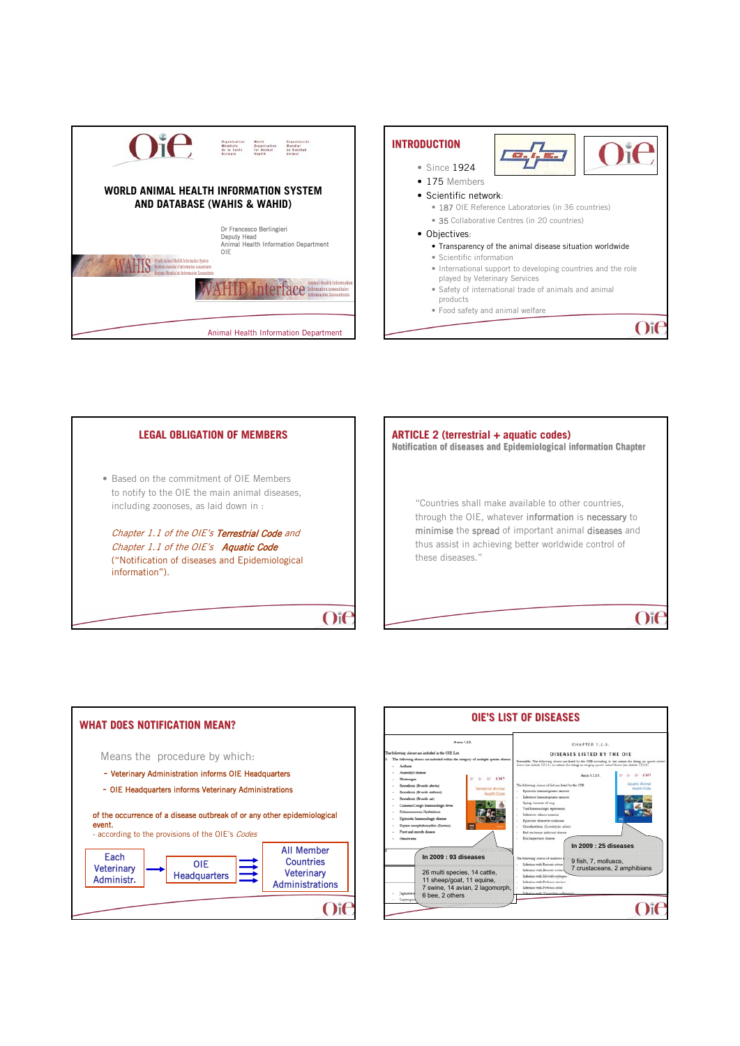# WORLD ANIMAL HEALTH INFORMATION SYSTEM AND DATABASE (WAHIS & WAHID)

Dr Francesco Berlingieri
Deputy Head
Animal Health Information Department
OIE

Animal Health Information Department

## INTRODUCTION

- Since 1924
- 175 Members
- Scientific network:
  - 187 OIE Reference Laboratories (in 36 countries)
  - 35 Collaborative Centres (in 20 countries)
- Objectives:
  - Transparency of the animal disease situation worldwide
  - Scientific information
  - International support to developing countries and the role played by Veterinary Services
  - Safety of international trade of animals and animal products
  - Food safety and animal welfare

## LEGAL OBLIGATION OF MEMBERS

- Based on the commitment of OIE Members to notify to the OIE the main animal diseases, including zoonoses, as laid down in :

*Chapter 1.1 of the OIE's **Terrestrial Code** and*
*Chapter 1.1 of the OIE's **Aquatic Code***
("Notification of diseases and Epidemiological information").

## ARTICLE 2 (terrestrial + aquatic codes)

**Notification of diseases and Epidemiological information Chapter**

"Countries shall make available to other countries, through the OIE, whatever **information** is **necessary** to **minimise** the **spread** of important animal **diseases** and thus assist in achieving better worldwide control of these diseases."

## WHAT DOES NOTIFICATION MEAN?

Means the procedure by which:

- Veterinary Administration informs OIE Headquarters
- OIE Headquarters informs Veterinary Administrations

of the occurrence of a disease outbreak of or any other epidemiological event.
- according to the provisions of the OIE's *Codes*

Each Veterinary Administr. → OIE Headquarters → All Member Countries Veterinary Administrations

## OIE'S LIST OF DISEASES

In 2009 : 93 diseases

26 multi species, 14 cattle, 11 sheep/goat, 11 equine, 7 swine, 14 avian, 2 lagomorph, 6 bee, 2 others

In 2009 : 25 diseases

9 fish, 7, molluscs, 7 crustaceans, 2 amphibians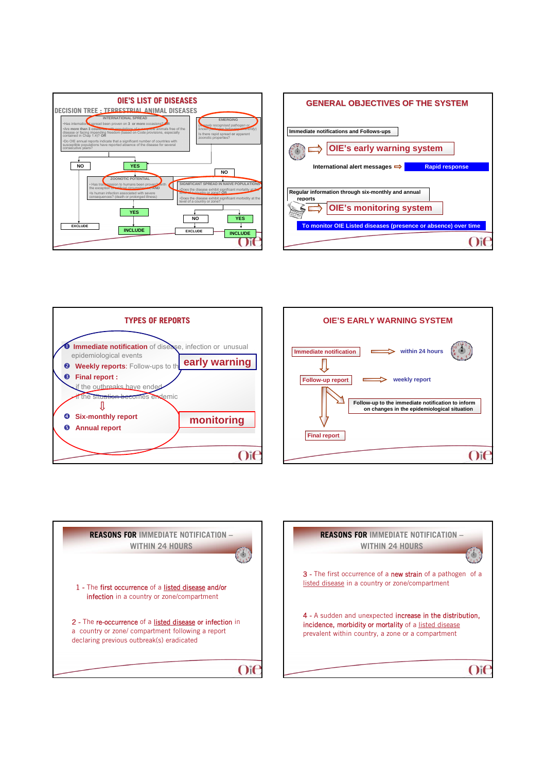## OIE'S LIST OF DISEASES

### DECISION TREE : TERRESTRIAL ANIMAL DISEASES

**INTERNATIONAL SPREAD**

- Has international spread been proven on 3 or more occasions? OR
- Are more than 3 countries with populations of susceptible animals free of the disease or facing impending freedom (based on Code provisions, especially contained in Chap 1.4)? OR
- Do OIE annual reports indicate that a significant number of countries with susceptible populations have reported absence of the disease for several consecutive years?

**EMERGING**

(Newly recognised pathogen or known pathogen behaving differently)

Is there rapid spread or apparent zoonotic properties?

NO → EXCLUDE

YES →

**ZOONOTIC POTENTIAL**

- Has transmission to humans been proven? (with the exception of artificial circumstances) AND
- Is human infection associated with severe consequences? (death or prolonged illness)

YES → INCLUDE

NO →

**SIGNIFICANT SPREAD IN NAIVE POPULATIONS**

- Does the disease exhibit significant mortality at the level of a country or zone? OR
- Does the disease exhibit significant morbidity at the level of a country or zone?

NO → EXCLUDE

YES → INCLUDE

## GENERAL OBJECTIVES OF THE SYSTEM

Immediate notifications and Follows-ups ⇨ **OIE's early warning system**

International alert messages ⇨ Rapid response

Regular information through six-monthly and annual reports ⇨ **OIE's monitoring system**

To monitor OIE Listed diseases (presence or absence) over time

## TYPES OF REPORTS

1. **Immediate notification** of disease, infection or unusual epidemiological events
2. **Weekly reports**: Follow-ups to the
3. **Final report :**
   - if the outbreaks have ended
   - if the situation becomes endemic

   ⇩
4. **Six-monthly report**
5. **Annual report**

**early warning** (1–3)

**monitoring** (4–5)

## OIE'S EARLY WARNING SYSTEM

Immediate notification ⇨ within 24 hours

⇩

Follow-up report ⇨ weekly report

Follow-up to the immediate notification to inform on changes in the epidemiological situation

⇩

Final report

## REASONS FOR IMMEDIATE NOTIFICATION – WITHIN 24 HOURS

1 - The **first occurrence** of a listed disease **and/or infection** in a country or zone/compartment

2 - The **re-occurrence** of a listed disease **or infection** in a country or zone/ compartment following a report declaring previous outbreak(s) eradicated

## REASONS FOR IMMEDIATE NOTIFICATION – WITHIN 24 HOURS

3 - The first occurrence of a **new strain** of a pathogen of a listed disease in a country or zone/compartment

4 - A sudden and unexpected **increase in the distribution, incidence, morbidity or mortality** of a listed disease prevalent within country, a zone or a compartment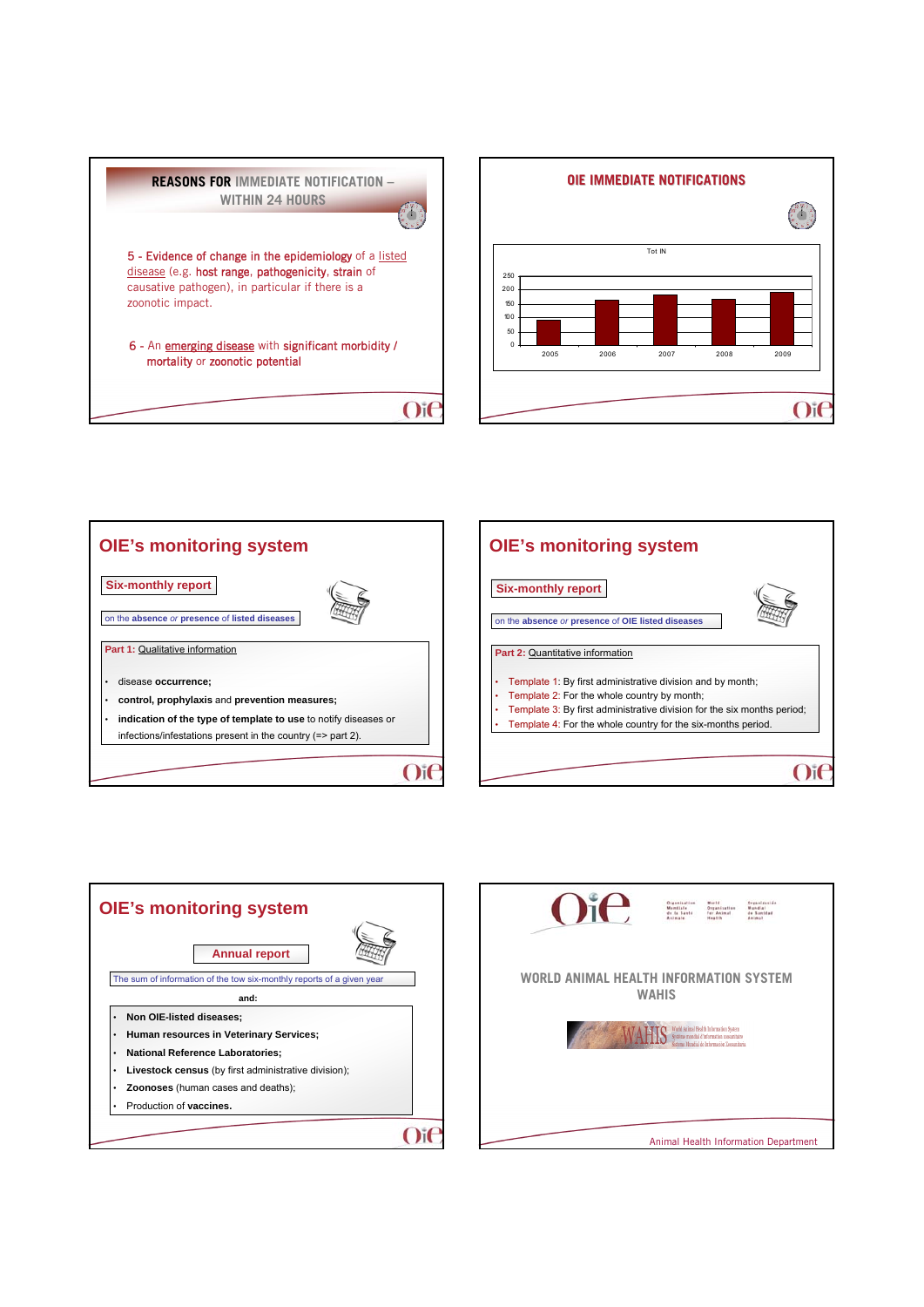## REASONS FOR IMMEDIATE NOTIFICATION – WITHIN 24 HOURS

5 - Evidence of change in the epidemiology of a listed disease (e.g. host range, pathogenicity, strain of causative pathogen), in particular if there is a zoonotic impact.

6 - An emerging disease with significant morbidity / mortality or zoonotic potential

## OIE IMMEDIATE NOTIFICATIONS

Tot IN

| Year | Value (approx.) |
|---|---|
| 2005 | ~90 |
| 2006 | ~160 |
| 2007 | ~180 |
| 2008 | ~165 |
| 2009 | ~190 |

## OIE's monitoring system

**Six-monthly report**

on the **absence** *or* **presence** of **listed diseases**

Part 1: Qualitative information

- disease **occurrence;**
- **control, prophylaxis** and **prevention measures;**
- **indication of the type of template to use** to notify diseases or infections/infestations present in the country (=> part 2).

## OIE's monitoring system

**Six-monthly report**

on the **absence** *or* **presence** of **OIE listed diseases**

Part 2: Quantitative information

- Template 1: By first administrative division and by month;
- Template 2: For the whole country by month;
- Template 3: By first administrative division for the six months period;
- Template 4: For the whole country for the six-months period.

## OIE's monitoring system

**Annual report**

The sum of information of the tow six-monthly reports of a given year

**and:**

- **Non OIE-listed diseases;**
- **Human resources in Veterinary Services;**
- **National Reference Laboratories;**
- **Livestock census** (by first administrative division);
- **Zoonoses** (human cases and deaths);
- Production of **vaccines.**

## WORLD ANIMAL HEALTH INFORMATION SYSTEM WAHIS

Animal Health Information Department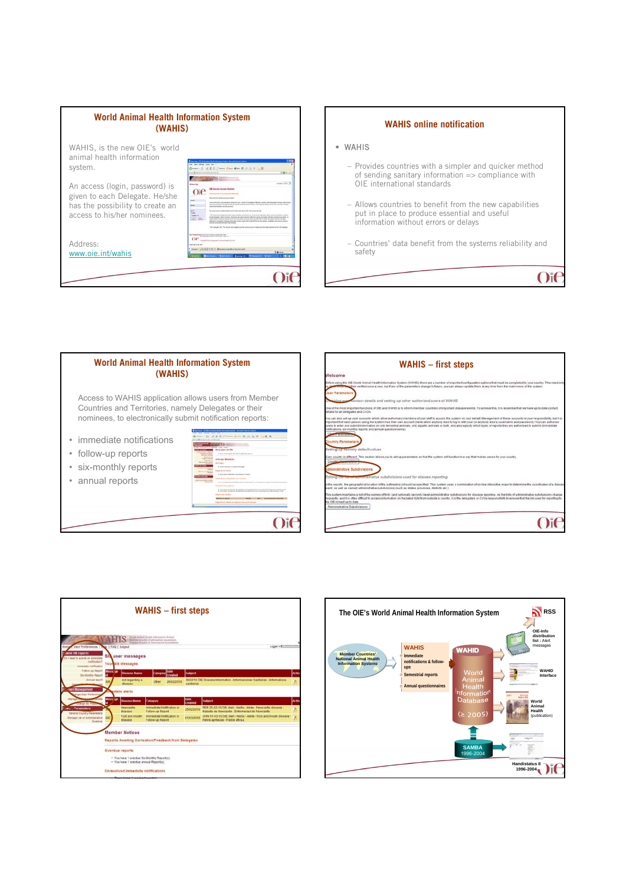## World Animal Health Information System (WAHIS)

WAHIS, is the new OIE's world animal health information system.

An access (login, password) is given to each Delegate. He/she has the possibility to create an access to his/her nominees.

Address:
www.oie.int/wahis

## WAHIS online notification

- WAHIS
  - Provides countries with a simpler and quicker method of sending sanitary information => compliance with OIE international standards
  - Allows countries to benefit from the new capabilities put in place to produce essential and useful information without errors or delays
  - Countries' data benefit from the systems reliability and safety

## World Animal Health Information System (WAHIS)

Access to WAHIS application allows users from Member Countries and Territories, namely Delegates or their nominees, to electronically submit notification reports:

- immediate notifications
- follow-up reports
- six-monthly reports
- annual reports

## WAHIS – first steps

## WAHIS – first steps

## The OIE's World Animal Health Information System

Member Countries' National Animal Health Information Systems

WAHIS
- Immediate notifications & follow-ups
- Semestrial reports
- Annual questionnaires

WAHID
World Animal Health Information Database (≥ 2005)

SAMBA 1996-2004

RSS

OIE-Info distribution list : Alert messages

WAHID Interface

World Animal Health (publication)

Handistatus II 1996-2004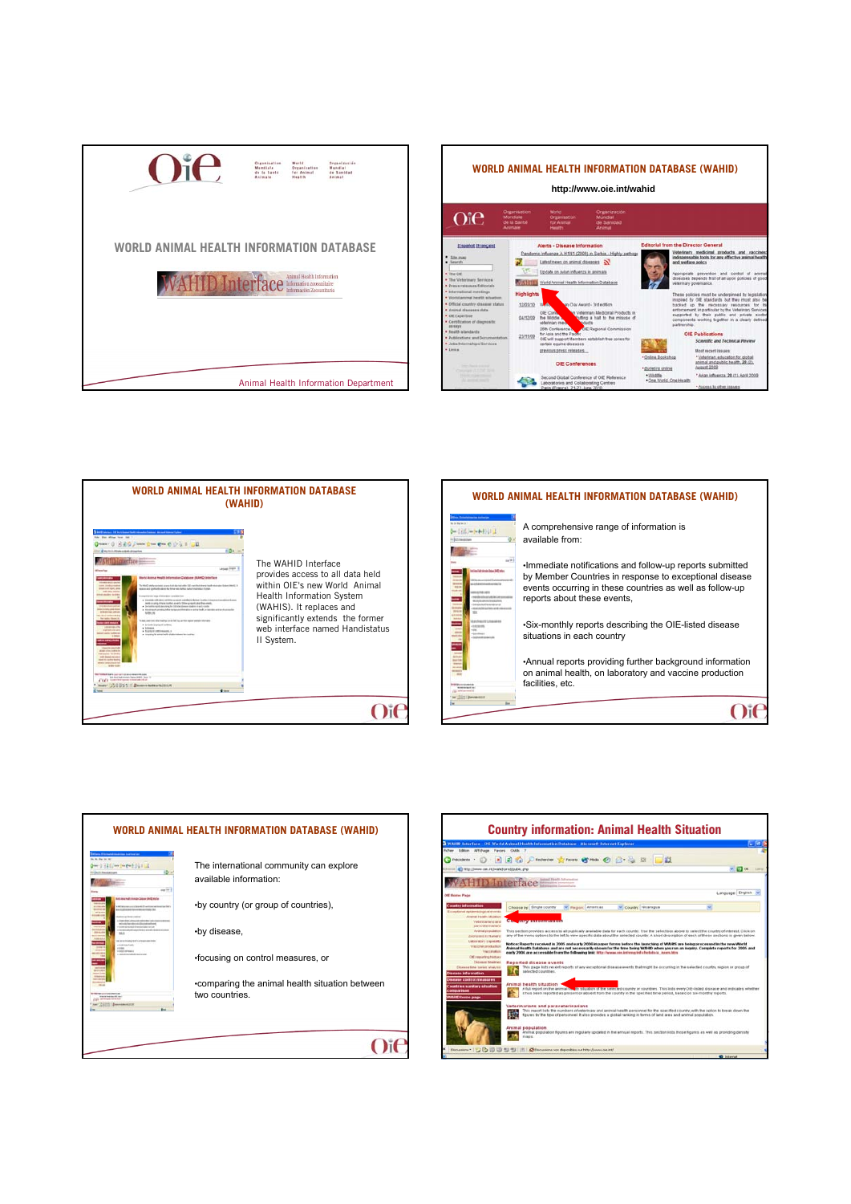## WORLD ANIMAL HEALTH INFORMATION DATABASE

WAHID Interface

Animal Health Information Department

## WORLD ANIMAL HEALTH INFORMATION DATABASE (WAHID)

http://www.oie.int/wahid

## WORLD ANIMAL HEALTH INFORMATION DATABASE (WAHID)

The WAHID Interface provides access to all data held within OIE's new World Animal Health Information System (WAHIS). It replaces and significantly extends the former web interface named Handistatus II System.

## WORLD ANIMAL HEALTH INFORMATION DATABASE (WAHID)

A comprehensive range of information is available from:

•Immediate notifications and follow-up reports submitted by Member Countries in response to exceptional disease events occurring in these countries as well as follow-up reports about these events,

•Six-monthly reports describing the OIE-listed disease situations in each country

•Annual reports providing further background information on animal health, on laboratory and vaccine production facilities, etc.

## WORLD ANIMAL HEALTH INFORMATION DATABASE (WAHID)

The international community can explore available information:

•by country (or group of countries),

•by disease,

•focusing on control measures, or

•comparing the animal health situation between two countries.

## Country information: Animal Health Situation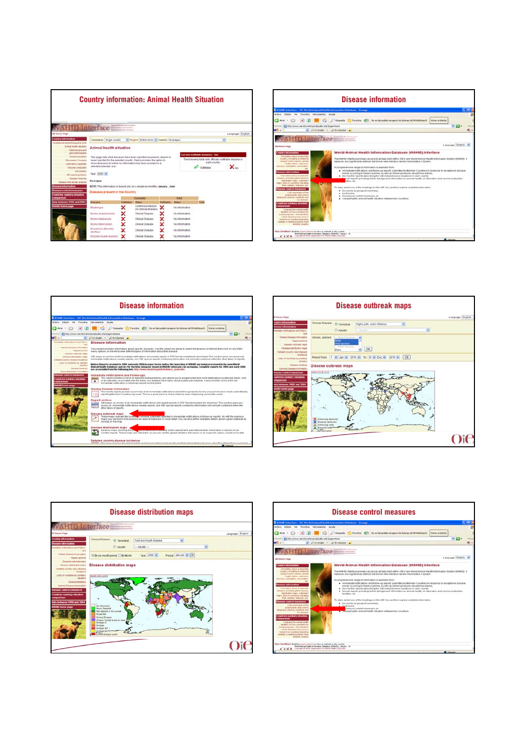## Country information: Animal Health Situation

## Disease information

## Disease information

## Disease outbreak maps

## Disease distribution maps

## Disease control measures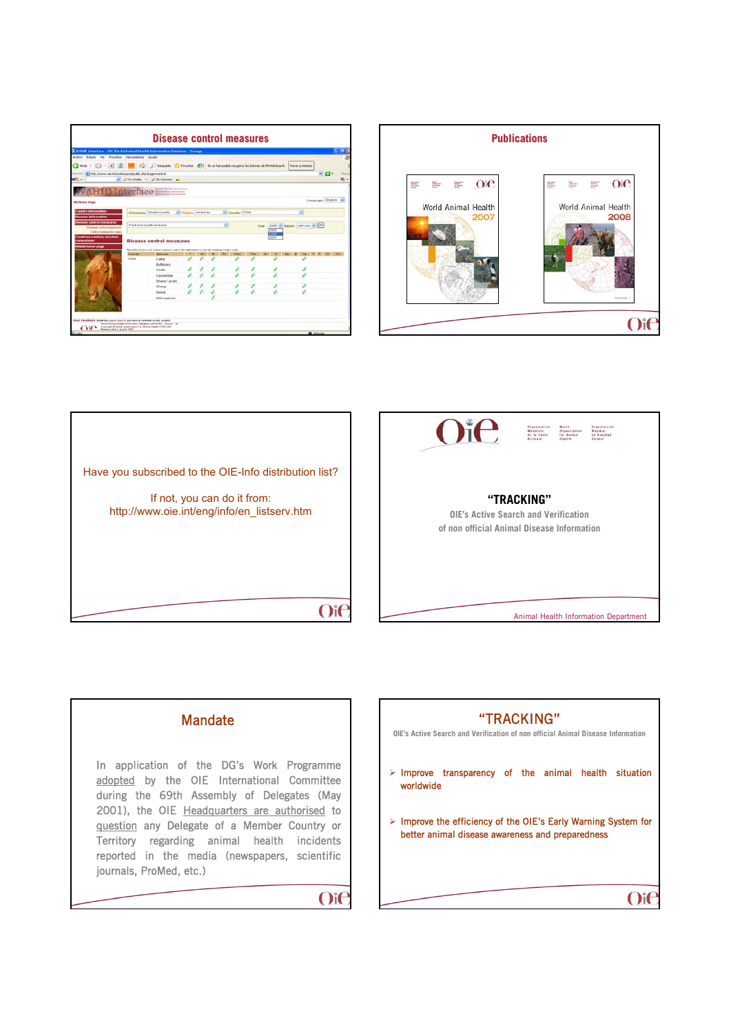## Disease control measures

## Publications

World Animal Health 2007

World Animal Health 2008

Have you subscribed to the OIE-Info distribution list?

If not, you can do it from:
http://www.oie.int/eng/info/en_listserv.htm

## "TRACKING"

OIE's Active Search and Verification of non official Animal Disease Information

Animal Health Information Department

## Mandate

In application of the DG's Work Programme adopted by the OIE International Committee during the 69th Assembly of Delegates (May 2001), the OIE Headquarters are authorised to question any Delegate of a Member Country or Territory regarding animal health incidents reported in the media (newspapers, scientific journals, ProMed, etc.)

## "TRACKING"

OIE's Active Search and Verification of non official Animal Disease Information

- Improve transparency of the animal health situation worldwide
- Improve the efficiency of the OIE's Early Warning System for better animal disease awareness and preparedness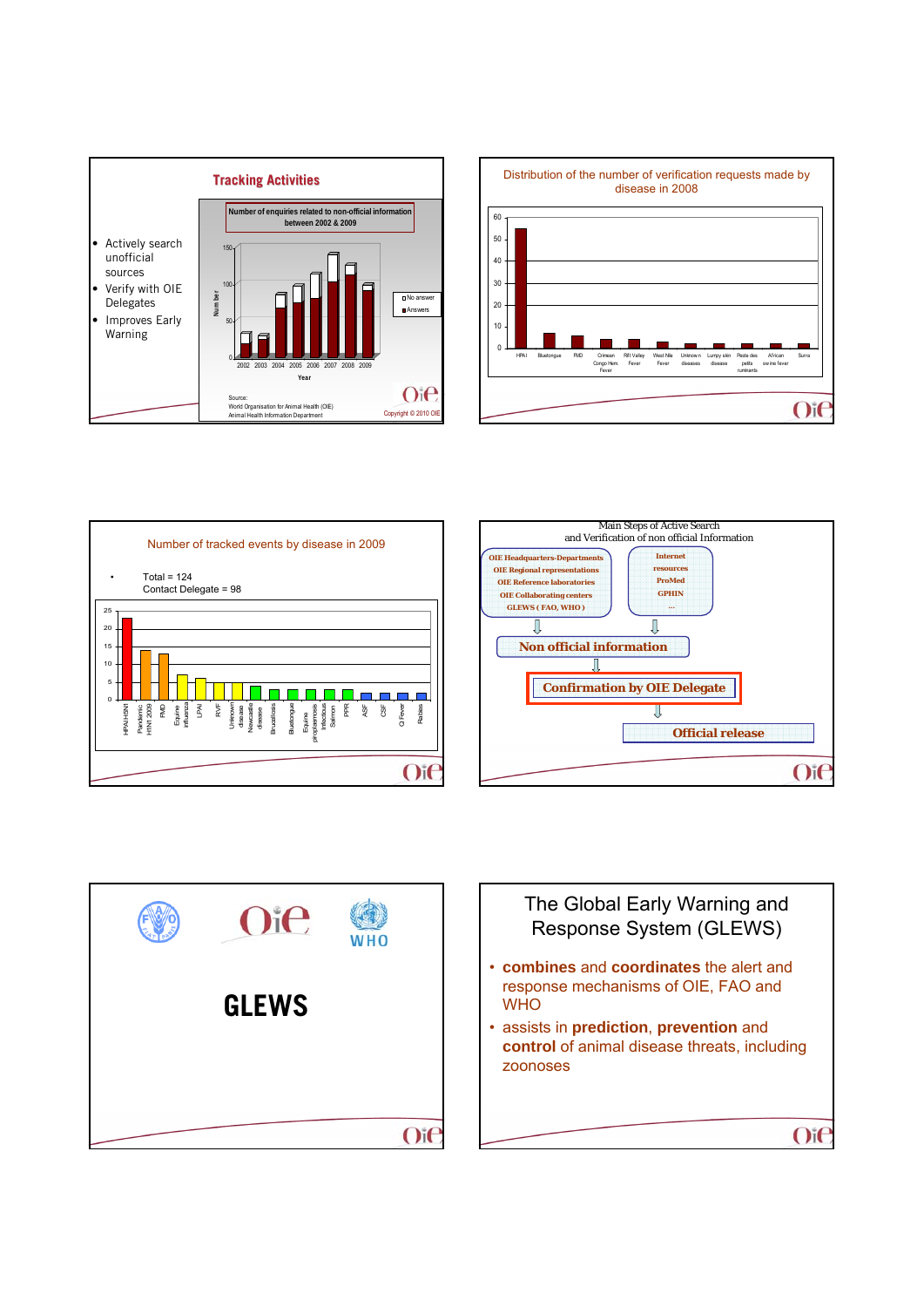## Tracking Activities

- Actively search unofficial sources
- Verify with OIE Delegates
- Improves Early Warning

Number of enquiries related to non-official information between 2002 & 2009

Source: World Organisation for Animal Health (OIE) Animal Health Information Department

Copyright © 2010 OIE

## Distribution of the number of verification requests made by disease in 2008

## Number of tracked events by disease in 2009

- Total = 124
  Contact Delegate = 98

## Main Steps of Active Search and Verification of non official Information

OIE Headquarters-Departments
OIE Regional representations
OIE Reference laboratories
OIE Collaborating centers
GLEWS ( FAO, WHO )

Internet resources
ProMed
GPHIN
...

Non official information

Confirmation by OIE Delegate

Official release

## GLEWS

## The Global Early Warning and Response System (GLEWS)

- **combines** and **coordinates** the alert and response mechanisms of OIE, FAO and WHO
- assists in **prediction**, **prevention** and **control** of animal disease threats, including zoonoses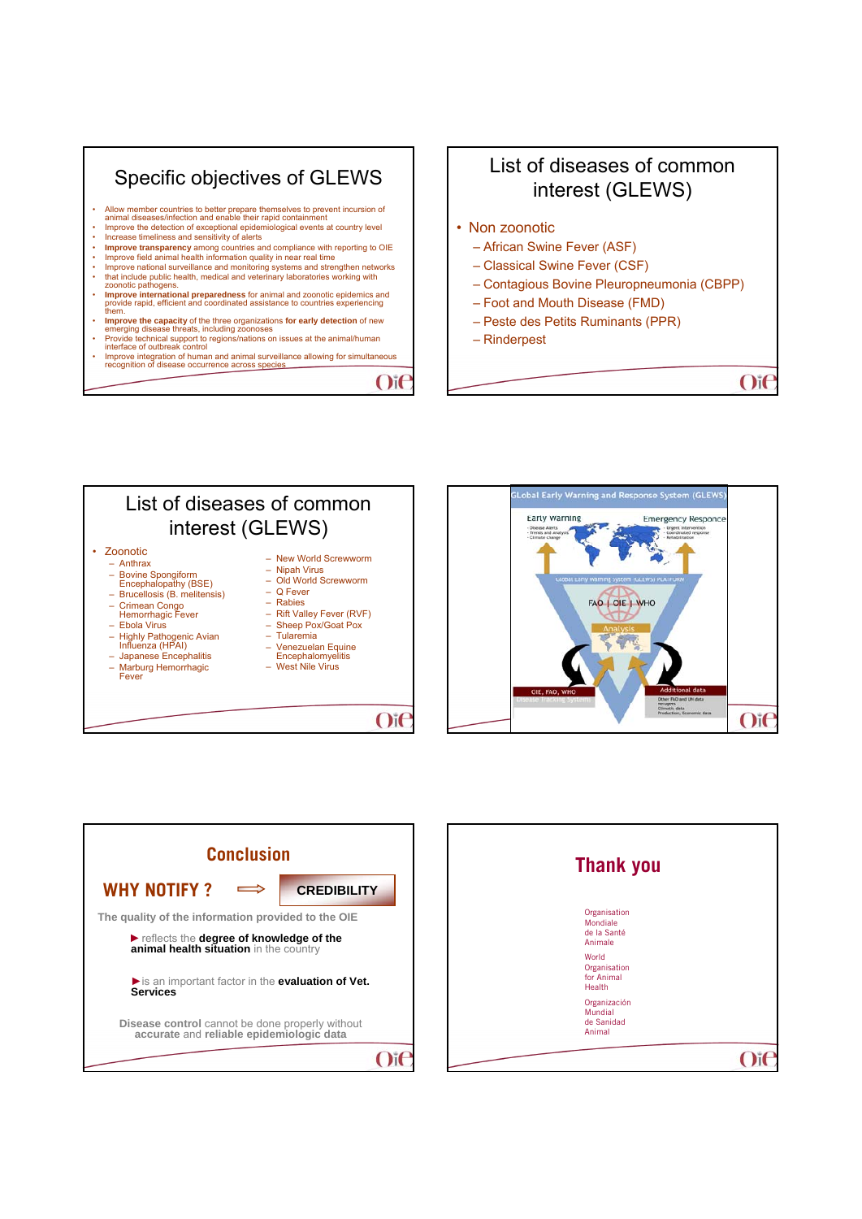## Specific objectives of GLEWS

- Allow member countries to better prepare themselves to prevent incursion of animal diseases/infection and enable their rapid containment
- Improve the detection of exceptional epidemiological events at country level
- Increase timeliness and sensitivity of alerts
- **Improve transparency** among countries and compliance with reporting to OIE
- Improve field animal health information quality in near real time
- Improve national surveillance and monitoring systems and strengthen networks
- that include public health, medical and veterinary laboratories working with zoonotic pathogens.
- **Improve international preparedness** for animal and zoonotic epidemics and provide rapid, efficient and coordinated assistance to countries experiencing them.
- **Improve the capacity** of the three organizations **for early detection** of new emerging disease threats, including zoonoses
- Provide technical support to regions/nations on issues at the animal/human interface of outbreak control
- Improve integration of human and animal surveillance allowing for simultaneous recognition of disease occurrence across species

## List of diseases of common interest (GLEWS)

- Non zoonotic
  - African Swine Fever (ASF)
  - Classical Swine Fever (CSF)
  - Contagious Bovine Pleuropneumonia (CBPP)
  - Foot and Mouth Disease (FMD)
  - Peste des Petits Ruminants (PPR)
  - Rinderpest

## List of diseases of common interest (GLEWS)

- Zoonotic
  - Anthrax
  - Bovine Spongiform Encephalopathy (BSE)
  - Brucellosis (B. melitensis)
  - Crimean Congo Hemorrhagic Fever
  - Ebola Virus
  - Highly Pathogenic Avian Influenza (HPAI)
  - Japanese Encephalitis
  - Marburg Hemorrhagic Fever
  - New World Screwworm
  - Nipah Virus
  - Old World Screwworm
  - Q Fever
  - Rabies
  - Rift Valley Fever (RVF)
  - Sheep Pox/Goat Pox
  - Tularemia
  - Venezuelan Equine Encephalomyelitis
  - West Nile Virus

Global Early Warning and Response System (GLEWS)

Early Warning
- Disease Alerts
- Trends and analysis
- Climate change

Emergency Responce
- Urgent intervention
- Coordinated response
- Rehabilitation

Global Early Warning System (GLEWS) PLATFORM

FAO | OIE | WHO

Analysis

OIE, FAO, WHO
Disease Tracking Systems

Additional data
Other FAO and UN data
Climatic data
Production, Economic data

## Conclusion

**WHY NOTIFY ?** ⟹ **CREDIBILITY**

**The quality of the information provided to the OIE**

► reflects the **degree of knowledge of the animal health situation** in the country

► is an important factor in the **evaluation of Vet. Services**

**Disease control** cannot be done properly without **accurate** and **reliable epidemiologic data**

## Thank you

Organisation Mondiale de la Santé Animale

World Organisation for Animal Health

Organización Mundial de Sanidad Animal